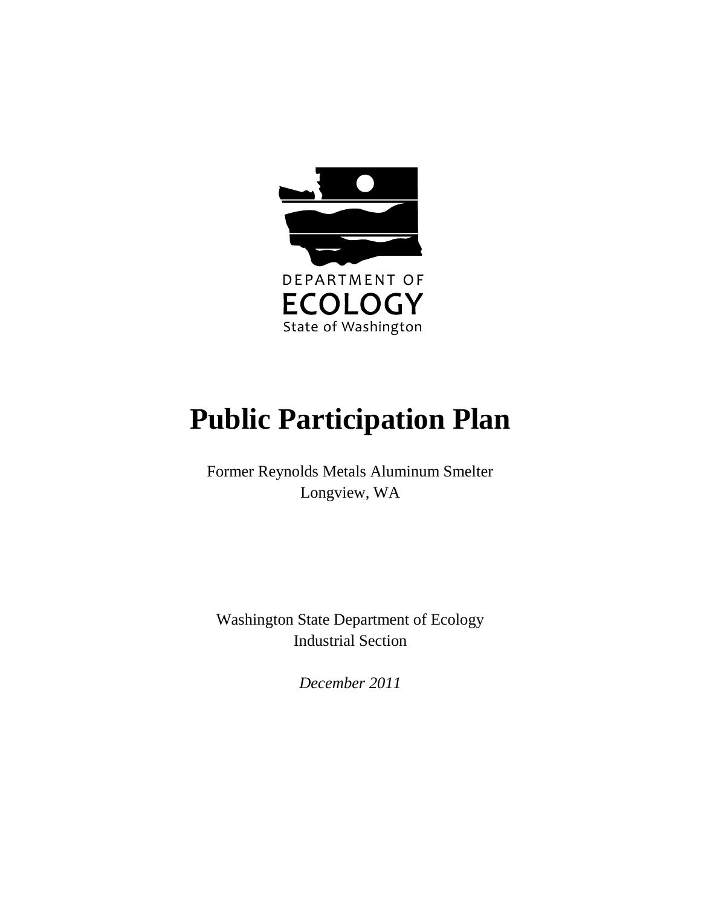DEPARTMENT OF
ECOLOGY
State of Washington

# Public Participation Plan

Former Reynolds Metals Aluminum Smelter
Longview, WA

Washington State Department of Ecology
Industrial Section

*December 2011*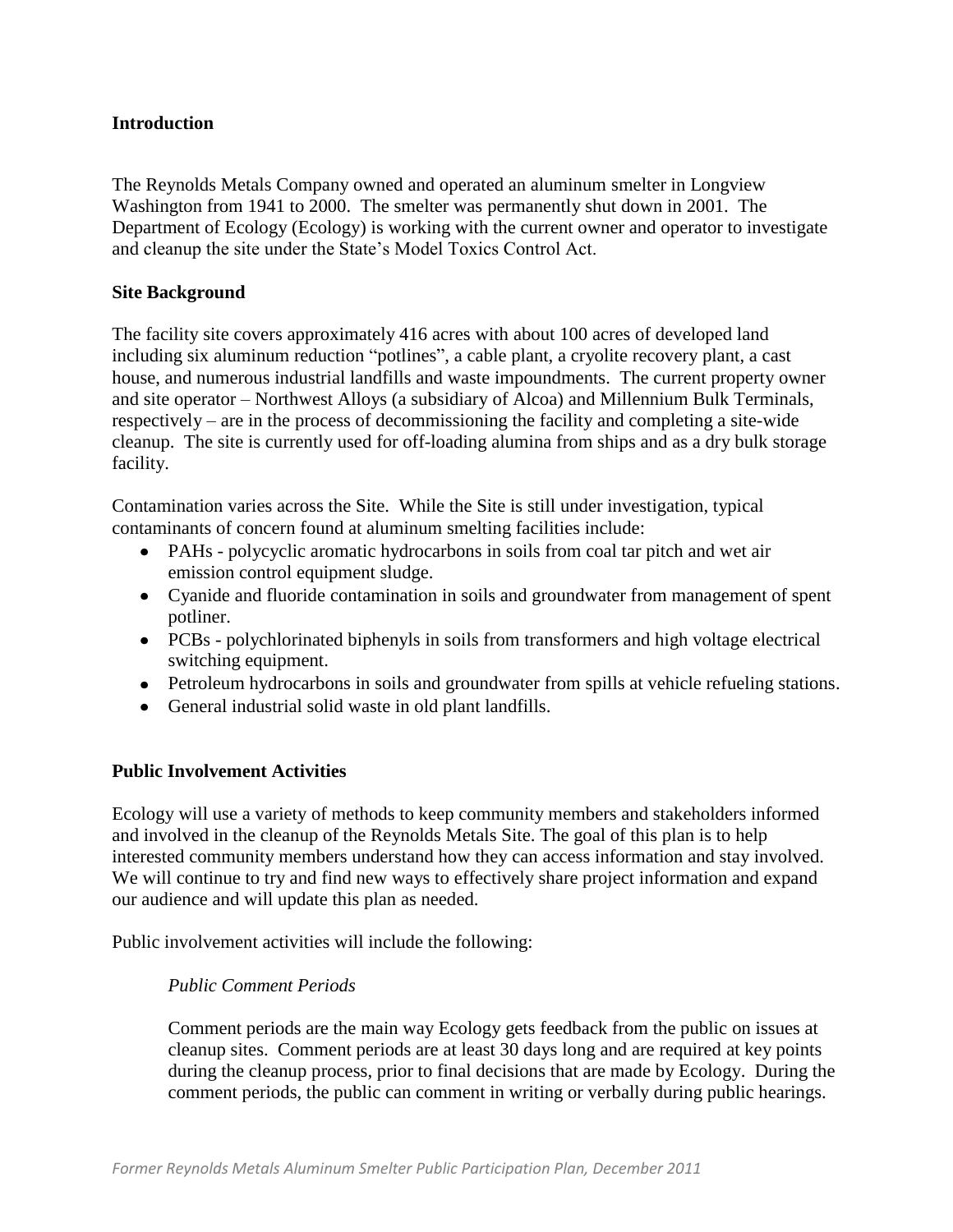## Introduction

The Reynolds Metals Company owned and operated an aluminum smelter in Longview Washington from 1941 to 2000. The smelter was permanently shut down in 2001. The Department of Ecology (Ecology) is working with the current owner and operator to investigate and cleanup the site under the State's Model Toxics Control Act.

## Site Background

The facility site covers approximately 416 acres with about 100 acres of developed land including six aluminum reduction "potlines", a cable plant, a cryolite recovery plant, a cast house, and numerous industrial landfills and waste impoundments. The current property owner and site operator – Northwest Alloys (a subsidiary of Alcoa) and Millennium Bulk Terminals, respectively – are in the process of decommissioning the facility and completing a site-wide cleanup. The site is currently used for off-loading alumina from ships and as a dry bulk storage facility.

Contamination varies across the Site. While the Site is still under investigation, typical contaminants of concern found at aluminum smelting facilities include:

- PAHs - polycyclic aromatic hydrocarbons in soils from coal tar pitch and wet air emission control equipment sludge.
- Cyanide and fluoride contamination in soils and groundwater from management of spent potliner.
- PCBs - polychlorinated biphenyls in soils from transformers and high voltage electrical switching equipment.
- Petroleum hydrocarbons in soils and groundwater from spills at vehicle refueling stations.
- General industrial solid waste in old plant landfills.

## Public Involvement Activities

Ecology will use a variety of methods to keep community members and stakeholders informed and involved in the cleanup of the Reynolds Metals Site. The goal of this plan is to help interested community members understand how they can access information and stay involved. We will continue to try and find new ways to effectively share project information and expand our audience and will update this plan as needed.

Public involvement activities will include the following:

### *Public Comment Periods*

Comment periods are the main way Ecology gets feedback from the public on issues at cleanup sites. Comment periods are at least 30 days long and are required at key points during the cleanup process, prior to final decisions that are made by Ecology. During the comment periods, the public can comment in writing or verbally during public hearings.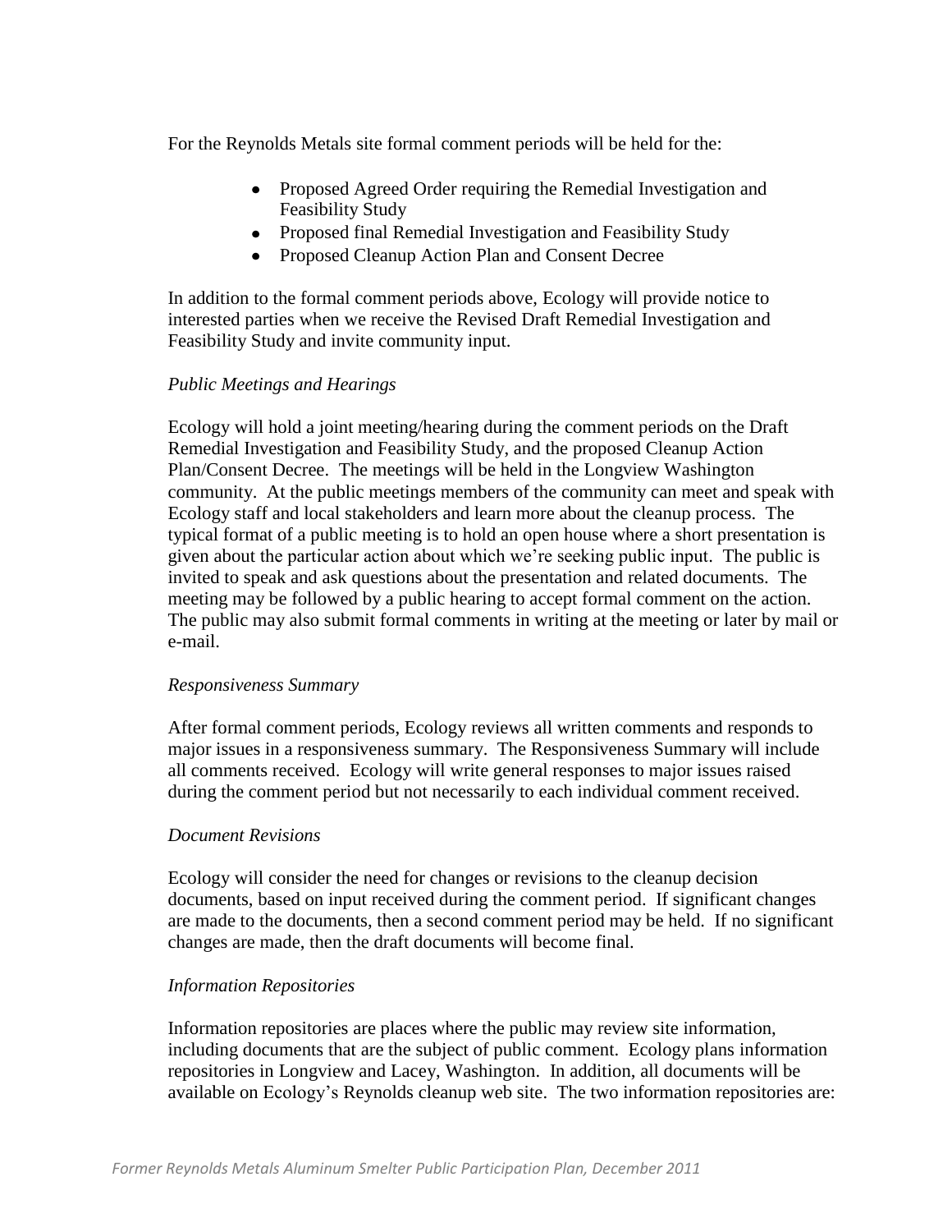For the Reynolds Metals site formal comment periods will be held for the:

- Proposed Agreed Order requiring the Remedial Investigation and Feasibility Study
- Proposed final Remedial Investigation and Feasibility Study
- Proposed Cleanup Action Plan and Consent Decree

In addition to the formal comment periods above, Ecology will provide notice to interested parties when we receive the Revised Draft Remedial Investigation and Feasibility Study and invite community input.

*Public Meetings and Hearings*

Ecology will hold a joint meeting/hearing during the comment periods on the Draft Remedial Investigation and Feasibility Study, and the proposed Cleanup Action Plan/Consent Decree. The meetings will be held in the Longview Washington community. At the public meetings members of the community can meet and speak with Ecology staff and local stakeholders and learn more about the cleanup process. The typical format of a public meeting is to hold an open house where a short presentation is given about the particular action about which we're seeking public input. The public is invited to speak and ask questions about the presentation and related documents. The meeting may be followed by a public hearing to accept formal comment on the action. The public may also submit formal comments in writing at the meeting or later by mail or e-mail.

*Responsiveness Summary*

After formal comment periods, Ecology reviews all written comments and responds to major issues in a responsiveness summary. The Responsiveness Summary will include all comments received. Ecology will write general responses to major issues raised during the comment period but not necessarily to each individual comment received.

*Document Revisions*

Ecology will consider the need for changes or revisions to the cleanup decision documents, based on input received during the comment period. If significant changes are made to the documents, then a second comment period may be held. If no significant changes are made, then the draft documents will become final.

*Information Repositories*

Information repositories are places where the public may review site information, including documents that are the subject of public comment. Ecology plans information repositories in Longview and Lacey, Washington. In addition, all documents will be available on Ecology's Reynolds cleanup web site. The two information repositories are: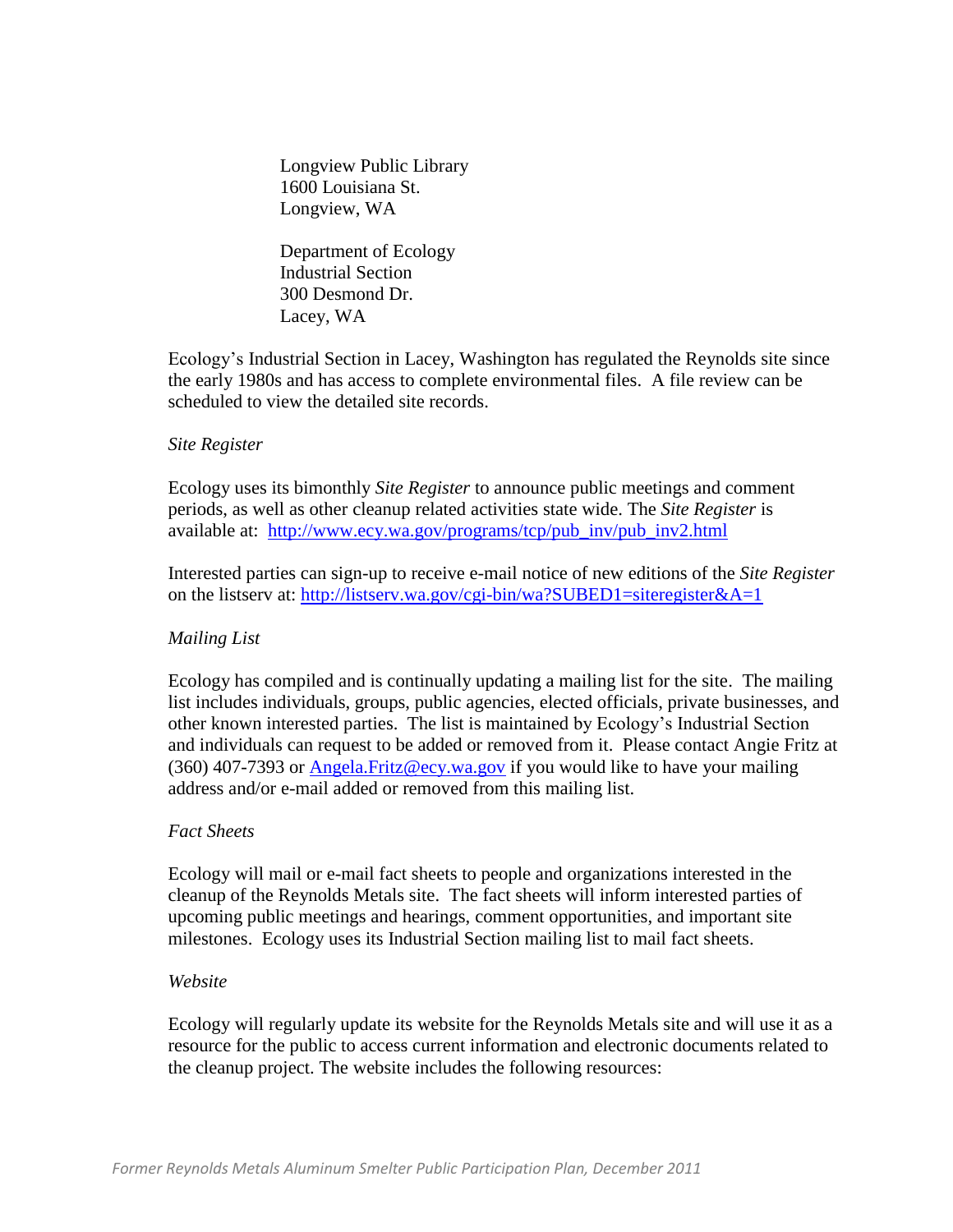Longview Public Library
1600 Louisiana St.
Longview, WA

Department of Ecology
Industrial Section
300 Desmond Dr.
Lacey, WA

Ecology's Industrial Section in Lacey, Washington has regulated the Reynolds site since the early 1980s and has access to complete environmental files. A file review can be scheduled to view the detailed site records.

*Site Register*

Ecology uses its bimonthly *Site Register* to announce public meetings and comment periods, as well as other cleanup related activities state wide. The *Site Register* is available at: http://www.ecy.wa.gov/programs/tcp/pub_inv/pub_inv2.html

Interested parties can sign-up to receive e-mail notice of new editions of the *Site Register* on the listserv at: http://listserv.wa.gov/cgi-bin/wa?SUBED1=siteregister&A=1

*Mailing List*

Ecology has compiled and is continually updating a mailing list for the site. The mailing list includes individuals, groups, public agencies, elected officials, private businesses, and other known interested parties. The list is maintained by Ecology's Industrial Section and individuals can request to be added or removed from it. Please contact Angie Fritz at (360) 407-7393 or Angela.Fritz@ecy.wa.gov if you would like to have your mailing address and/or e-mail added or removed from this mailing list.

*Fact Sheets*

Ecology will mail or e-mail fact sheets to people and organizations interested in the cleanup of the Reynolds Metals site. The fact sheets will inform interested parties of upcoming public meetings and hearings, comment opportunities, and important site milestones. Ecology uses its Industrial Section mailing list to mail fact sheets.

*Website*

Ecology will regularly update its website for the Reynolds Metals site and will use it as a resource for the public to access current information and electronic documents related to the cleanup project. The website includes the following resources: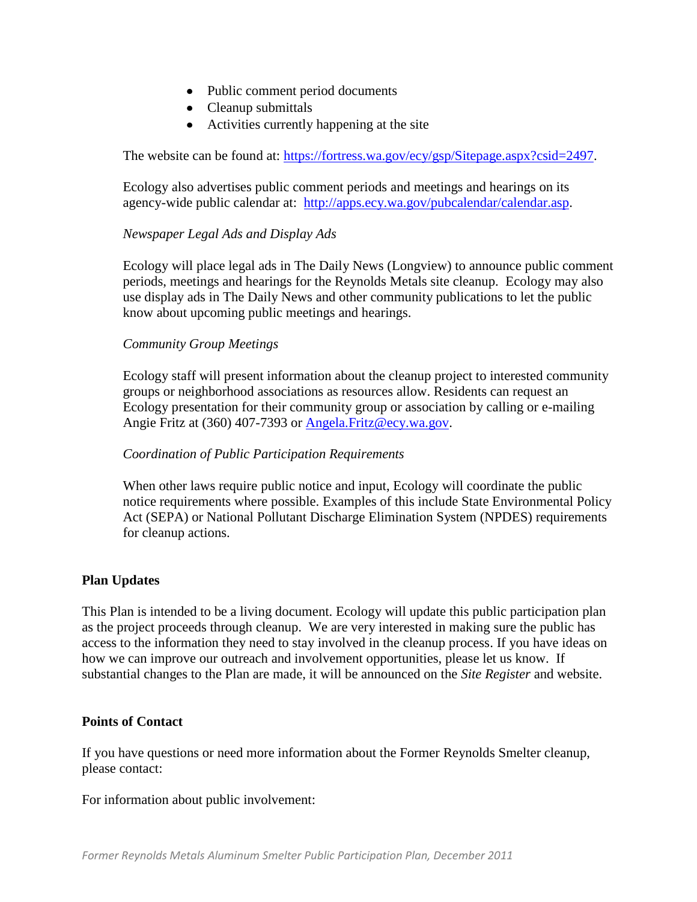- Public comment period documents
- Cleanup submittals
- Activities currently happening at the site

The website can be found at: https://fortress.wa.gov/ecy/gsp/Sitepage.aspx?csid=2497.

Ecology also advertises public comment periods and meetings and hearings on its agency-wide public calendar at: http://apps.ecy.wa.gov/pubcalendar/calendar.asp.

*Newspaper Legal Ads and Display Ads*

Ecology will place legal ads in The Daily News (Longview) to announce public comment periods, meetings and hearings for the Reynolds Metals site cleanup. Ecology may also use display ads in The Daily News and other community publications to let the public know about upcoming public meetings and hearings.

*Community Group Meetings*

Ecology staff will present information about the cleanup project to interested community groups or neighborhood associations as resources allow. Residents can request an Ecology presentation for their community group or association by calling or e-mailing Angie Fritz at (360) 407-7393 or Angela.Fritz@ecy.wa.gov.

*Coordination of Public Participation Requirements*

When other laws require public notice and input, Ecology will coordinate the public notice requirements where possible. Examples of this include State Environmental Policy Act (SEPA) or National Pollutant Discharge Elimination System (NPDES) requirements for cleanup actions.

## Plan Updates

This Plan is intended to be a living document. Ecology will update this public participation plan as the project proceeds through cleanup. We are very interested in making sure the public has access to the information they need to stay involved in the cleanup process. If you have ideas on how we can improve our outreach and involvement opportunities, please let us know. If substantial changes to the Plan are made, it will be announced on the *Site Register* and website.

## Points of Contact

If you have questions or need more information about the Former Reynolds Smelter cleanup, please contact:

For information about public involvement: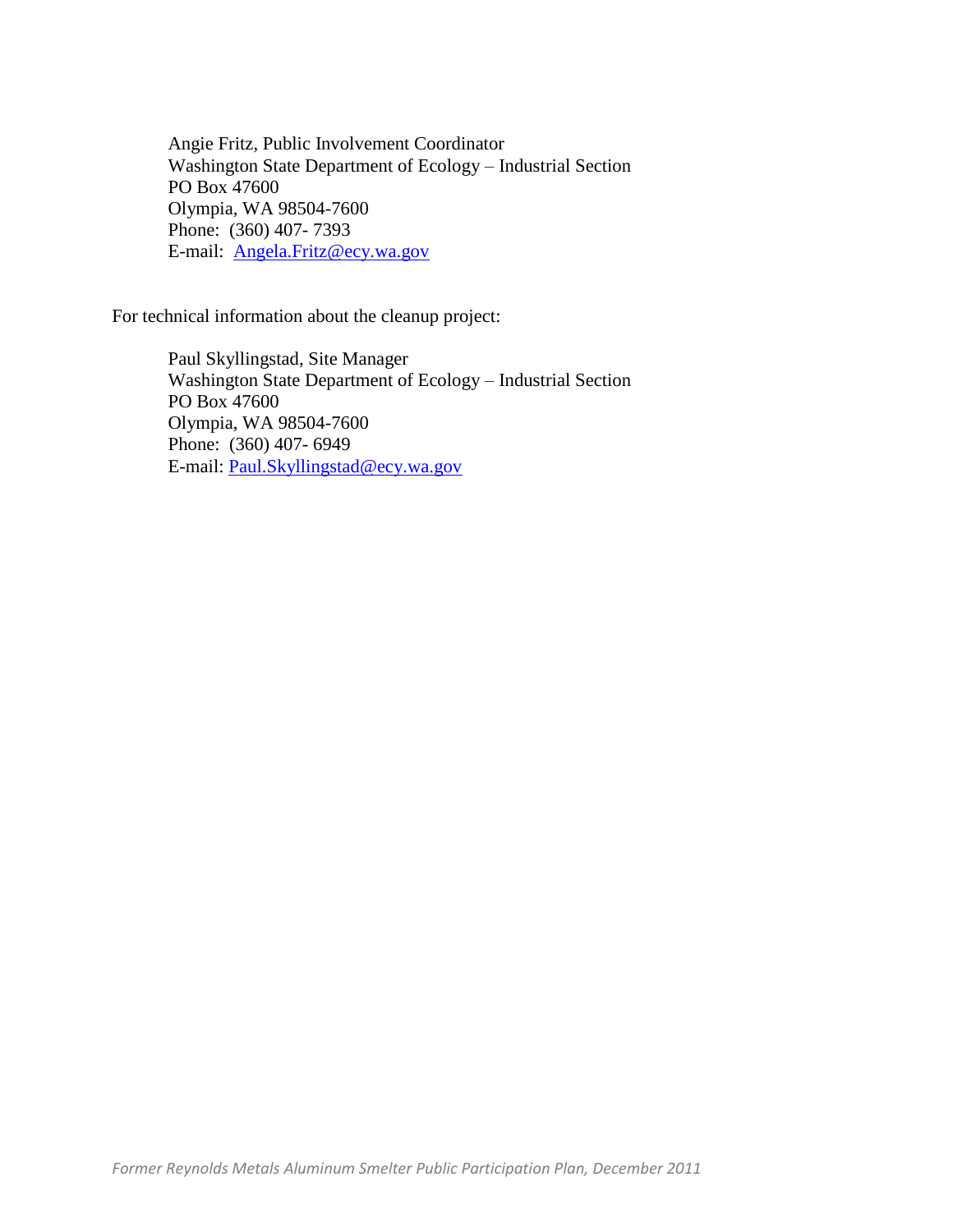Angie Fritz, Public Involvement Coordinator
Washington State Department of Ecology – Industrial Section
PO Box 47600
Olympia, WA 98504-7600
Phone: (360) 407- 7393
E-mail: Angela.Fritz@ecy.wa.gov

For technical information about the cleanup project:

Paul Skyllingstad, Site Manager
Washington State Department of Ecology – Industrial Section
PO Box 47600
Olympia, WA 98504-7600
Phone: (360) 407- 6949
E-mail: Paul.Skyllingstad@ecy.wa.gov